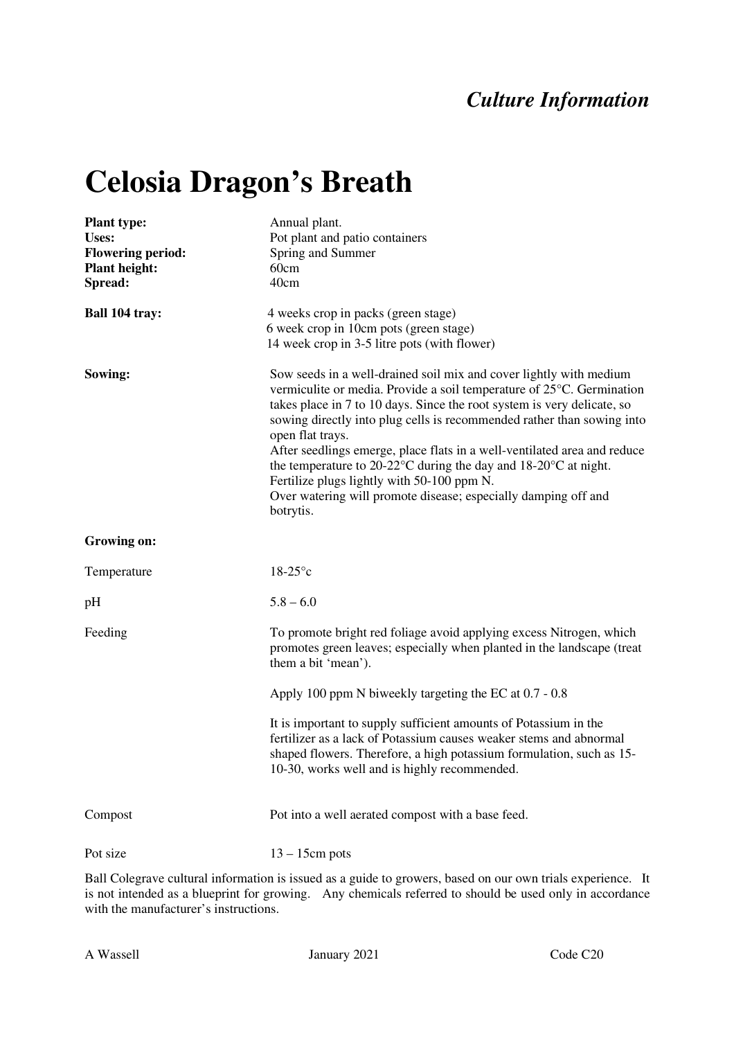*Culture Information*

# Celosia Dragon's Breath

| | |
|---|---|
| **Plant type:** | Annual plant. |
| **Uses:** | Pot plant and patio containers |
| **Flowering period:** | Spring and Summer |
| **Plant height:** | 60cm |
| **Spread:** | 40cm |
| **Ball 104 tray:** | 4 weeks crop in packs (green stage)<br>6 week crop in 10cm pots (green stage)<br>14 week crop in 3-5 litre pots (with flower) |
| **Sowing:** | Sow seeds in a well-drained soil mix and cover lightly with medium vermiculite or media. Provide a soil temperature of 25°C. Germination takes place in 7 to 10 days. Since the root system is very delicate, so sowing directly into plug cells is recommended rather than sowing into open flat trays.<br>After seedlings emerge, place flats in a well-ventilated area and reduce the temperature to 20-22°C during the day and 18-20°C at night. Fertilize plugs lightly with 50-100 ppm N.<br>Over watering will promote disease; especially damping off and botrytis. |

**Growing on:**

| | |
|---|---|
| Temperature | 18-25°c |
| pH | 5.8 – 6.0 |
| Feeding | To promote bright red foliage avoid applying excess Nitrogen, which promotes green leaves; especially when planted in the landscape (treat them a bit 'mean').<br><br>Apply 100 ppm N biweekly targeting the EC at 0.7 - 0.8<br><br>It is important to supply sufficient amounts of Potassium in the fertilizer as a lack of Potassium causes weaker stems and abnormal shaped flowers. Therefore, a high potassium formulation, such as 15-10-30, works well and is highly recommended. |
| Compost | Pot into a well aerated compost with a base feed. |
| Pot size | 13 – 15cm pots |

Ball Colegrave cultural information is issued as a guide to growers, based on our own trials experience. It is not intended as a blueprint for growing. Any chemicals referred to should be used only in accordance with the manufacturer's instructions.

A Wassell January 2021 Code C20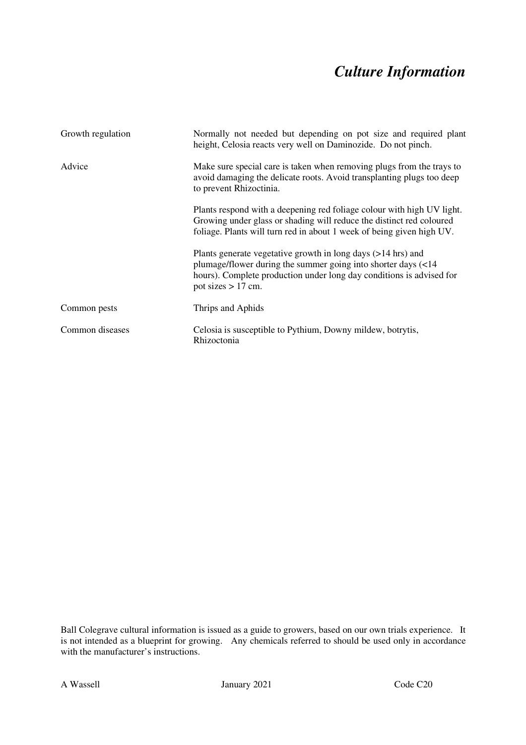# *Culture Information*

| | |
|---|---|
| Growth regulation | Normally not needed but depending on pot size and required plant height, Celosia reacts very well on Daminozide. Do not pinch. |
| Advice | Make sure special care is taken when removing plugs from the trays to avoid damaging the delicate roots. Avoid transplanting plugs too deep to prevent Rhizoctinia.<br><br>Plants respond with a deepening red foliage colour with high UV light. Growing under glass or shading will reduce the distinct red coloured foliage. Plants will turn red in about 1 week of being given high UV.<br><br>Plants generate vegetative growth in long days (>14 hrs) and plumage/flower during the summer going into shorter days (<14 hours). Complete production under long day conditions is advised for pot sizes > 17 cm. |
| Common pests | Thrips and Aphids |
| Common diseases | Celosia is susceptible to Pythium, Downy mildew, botrytis, Rhizoctonia |

Ball Colegrave cultural information is issued as a guide to growers, based on our own trials experience. It is not intended as a blueprint for growing. Any chemicals referred to should be used only in accordance with the manufacturer's instructions.

A Wassell January 2021 Code C20